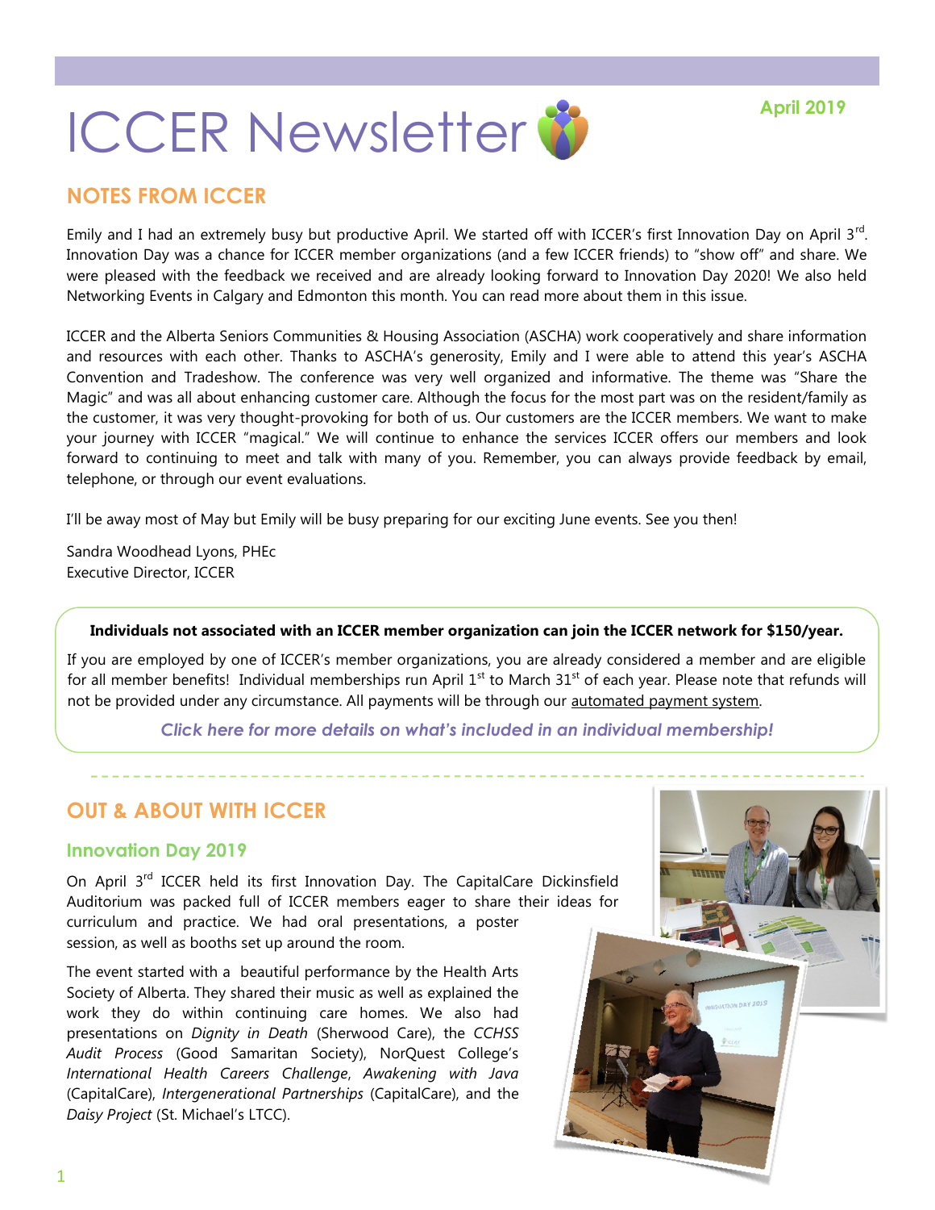# ICCER Newsletter

**April 2019**

## NOTES FROM ICCER

Emily and I had an extremely busy but productive April. We started off with ICCER's first Innovation Day on April 3rd. Innovation Day was a chance for ICCER member organizations (and a few ICCER friends) to "show off" and share. We were pleased with the feedback we received and are already looking forward to Innovation Day 2020! We also held Networking Events in Calgary and Edmonton this month. You can read more about them in this issue.

ICCER and the Alberta Seniors Communities & Housing Association (ASCHA) work cooperatively and share information and resources with each other. Thanks to ASCHA's generosity, Emily and I were able to attend this year's ASCHA Convention and Tradeshow. The conference was very well organized and informative. The theme was "Share the Magic" and was all about enhancing customer care. Although the focus for the most part was on the resident/family as the customer, it was very thought-provoking for both of us. Our customers are the ICCER members. We want to make your journey with ICCER "magical." We will continue to enhance the services ICCER offers our members and look forward to continuing to meet and talk with many of you. Remember, you can always provide feedback by email, telephone, or through our event evaluations.

I'll be away most of May but Emily will be busy preparing for our exciting June events. See you then!

Sandra Woodhead Lyons, PHEc
Executive Director, ICCER

**Individuals not associated with an ICCER member organization can join the ICCER network for $150/year.**

If you are employed by one of ICCER's member organizations, you are already considered a member and are eligible for all member benefits! Individual memberships run April 1st to March 31st of each year. Please note that refunds will not be provided under any circumstance. All payments will be through our automated payment system.

***Click here for more details on what's included in an individual membership!***

## OUT & ABOUT WITH ICCER

### Innovation Day 2019

On April 3rd ICCER held its first Innovation Day. The CapitalCare Dickinsfield Auditorium was packed full of ICCER members eager to share their ideas for curriculum and practice. We had oral presentations, a poster session, as well as booths set up around the room.

The event started with a beautiful performance by the Health Arts Society of Alberta. They shared their music as well as explained the work they do within continuing care homes. We also had presentations on *Dignity in Death* (Sherwood Care), the *CCHSS Audit Process* (Good Samaritan Society), NorQuest College's *International Health Careers Challenge*, *Awakening with Java* (CapitalCare), *Intergenerational Partnerships* (CapitalCare), and the *Daisy Project* (St. Michael's LTCC).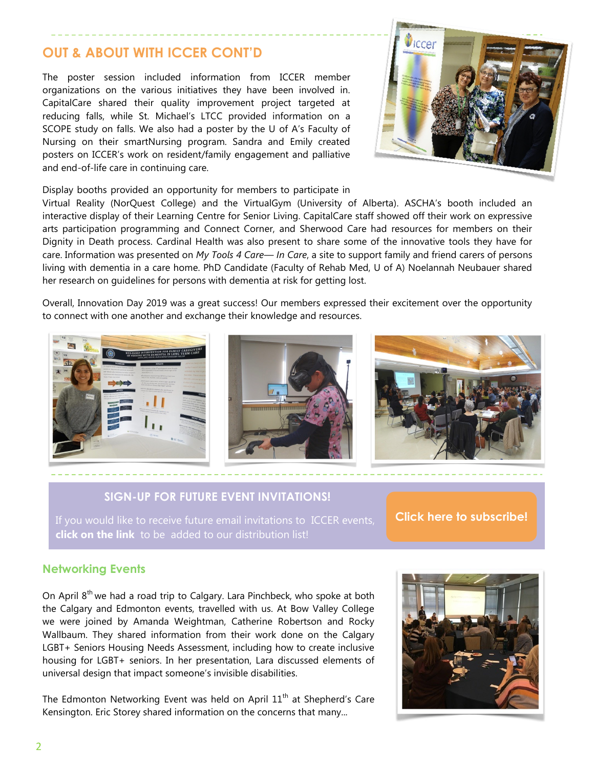## OUT & ABOUT WITH ICCER CONT'D

The poster session included information from ICCER member organizations on the various initiatives they have been involved in. CapitalCare shared their quality improvement project targeted at reducing falls, while St. Michael's LTCC provided information on a SCOPE study on falls. We also had a poster by the U of A's Faculty of Nursing on their smartNursing program. Sandra and Emily created posters on ICCER's work on resident/family engagement and palliative and end-of-life care in continuing care.

Display booths provided an opportunity for members to participate in Virtual Reality (NorQuest College) and the VirtualGym (University of Alberta). ASCHA's booth included an interactive display of their Learning Centre for Senior Living. CapitalCare staff showed off their work on expressive arts participation programming and Connect Corner, and Sherwood Care had resources for members on their Dignity in Death process. Cardinal Health was also present to share some of the innovative tools they have for care. Information was presented on *My Tools 4 Care— In Care*, a site to support family and friend carers of persons living with dementia in a care home. PhD Candidate (Faculty of Rehab Med, U of A) Noelannah Neubauer shared her research on guidelines for persons with dementia at risk for getting lost.

Overall, Innovation Day 2019 was a great success! Our members expressed their excitement over the opportunity to connect with one another and exchange their knowledge and resources.

### SIGN-UP FOR FUTURE EVENT INVITATIONS!

If you would like to receive future email invitations to ICCER events, **click on the link** to be added to our distribution list!

**Click here to subscribe!**

### Networking Events

On April 8th we had a road trip to Calgary. Lara Pinchbeck, who spoke at both the Calgary and Edmonton events, travelled with us. At Bow Valley College we were joined by Amanda Weightman, Catherine Robertson and Rocky Wallbaum. They shared information from their work done on the Calgary LGBT+ Seniors Housing Needs Assessment, including how to create inclusive housing for LGBT+ seniors. In her presentation, Lara discussed elements of universal design that impact someone's invisible disabilities.

The Edmonton Networking Event was held on April 11th at Shepherd's Care Kensington. Eric Storey shared information on the concerns that many...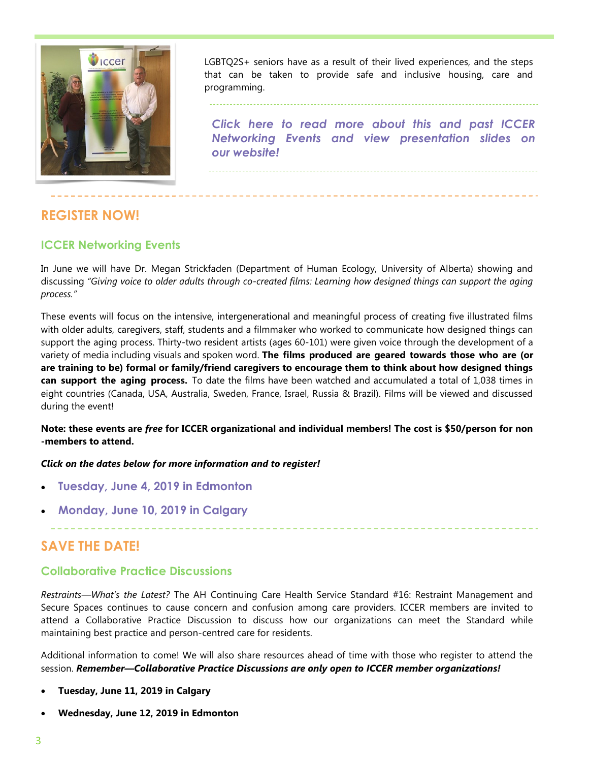LGBTQ2S+ seniors have as a result of their lived experiences, and the steps that can be taken to provide safe and inclusive housing, care and programming.

*Click here to read more about this and past ICCER Networking Events and view presentation slides on our website!*

## REGISTER NOW!

### ICCER Networking Events

In June we will have Dr. Megan Strickfaden (Department of Human Ecology, University of Alberta) showing and discussing *"Giving voice to older adults through co-created films: Learning how designed things can support the aging process."*

These events will focus on the intensive, intergenerational and meaningful process of creating five illustrated films with older adults, caregivers, staff, students and a filmmaker who worked to communicate how designed things can support the aging process. Thirty-two resident artists (ages 60-101) were given voice through the development of a variety of media including visuals and spoken word. **The films produced are geared towards those who are (or are training to be) formal or family/friend caregivers to encourage them to think about how designed things can support the aging process.** To date the films have been watched and accumulated a total of 1,038 times in eight countries (Canada, USA, Australia, Sweden, France, Israel, Russia & Brazil). Films will be viewed and discussed during the event!

**Note: these events are *free* for ICCER organizational and individual members! The cost is $50/person for non -members to attend.**

***Click on the dates below for more information and to register!***

- **Tuesday, June 4, 2019 in Edmonton**
- **Monday, June 10, 2019 in Calgary**

## SAVE THE DATE!

### Collaborative Practice Discussions

*Restraints—What's the Latest?* The AH Continuing Care Health Service Standard #16: Restraint Management and Secure Spaces continues to cause concern and confusion among care providers. ICCER members are invited to attend a Collaborative Practice Discussion to discuss how our organizations can meet the Standard while maintaining best practice and person-centred care for residents.

Additional information to come! We will also share resources ahead of time with those who register to attend the session. ***Remember—Collaborative Practice Discussions are only open to ICCER member organizations!***

- **Tuesday, June 11, 2019 in Calgary**
- **Wednesday, June 12, 2019 in Edmonton**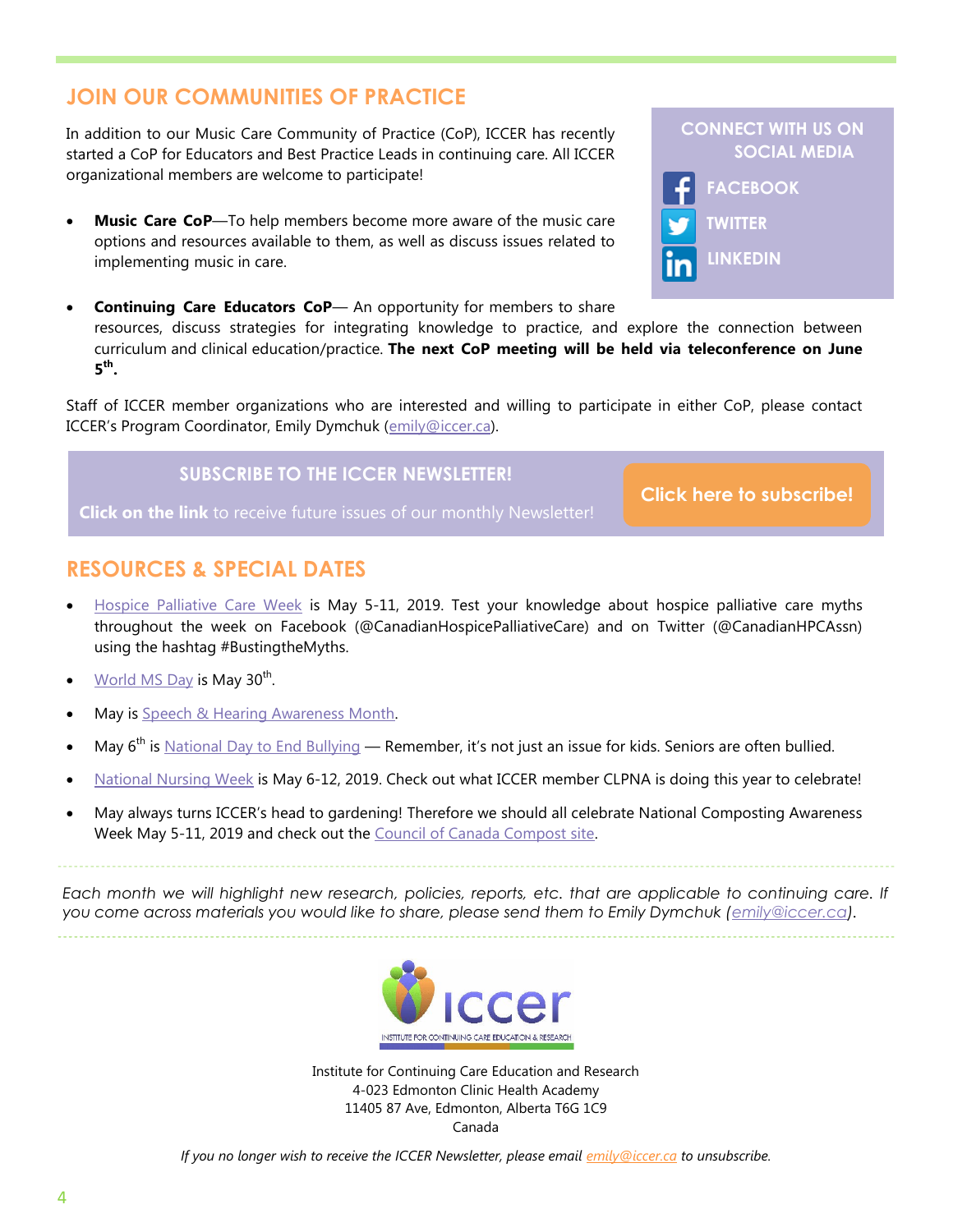## JOIN OUR COMMUNITIES OF PRACTICE

In addition to our Music Care Community of Practice (CoP), ICCER has recently started a CoP for Educators and Best Practice Leads in continuing care. All ICCER organizational members are welcome to participate!

- **Music Care CoP**—To help members become more aware of the music care options and resources available to them, as well as discuss issues related to implementing music in care.
- **Continuing Care Educators CoP**— An opportunity for members to share resources, discuss strategies for integrating knowledge to practice, and explore the connection between curriculum and clinical education/practice. **The next CoP meeting will be held via teleconference on June 5th.**

Staff of ICCER member organizations who are interested and willing to participate in either CoP, please contact ICCER's Program Coordinator, Emily Dymchuk (emily@iccer.ca).

**CONNECT WITH US ON SOCIAL MEDIA**

- FACEBOOK
- TWITTER
- LINKEDIN

**SUBSCRIBE TO THE ICCER NEWSLETTER!**

**Click on the link** to receive future issues of our monthly Newsletter!

**Click here to subscribe!**

## RESOURCES & SPECIAL DATES

- Hospice Palliative Care Week is May 5-11, 2019. Test your knowledge about hospice palliative care myths throughout the week on Facebook (@CanadianHospicePalliativeCare) and on Twitter (@CanadianHPCAssn) using the hashtag #BustingtheMyths.
- World MS Day is May 30th.
- May is Speech & Hearing Awareness Month.
- May 6th is National Day to End Bullying — Remember, it's not just an issue for kids. Seniors are often bullied.
- National Nursing Week is May 6-12, 2019. Check out what ICCER member CLPNA is doing this year to celebrate!
- May always turns ICCER's head to gardening! Therefore we should all celebrate National Composting Awareness Week May 5-11, 2019 and check out the Council of Canada Compost site.

*Each month we will highlight new research, policies, reports, etc. that are applicable to continuing care. If you come across materials you would like to share, please send them to Emily Dymchuk (emily@iccer.ca).*

iccer
INSTITUTE FOR CONTINUING CARE EDUCATION & RESEARCH

Institute for Continuing Care Education and Research
4-023 Edmonton Clinic Health Academy
11405 87 Ave, Edmonton, Alberta T6G 1C9
Canada

*If you no longer wish to receive the ICCER Newsletter, please email emily@iccer.ca to unsubscribe.*